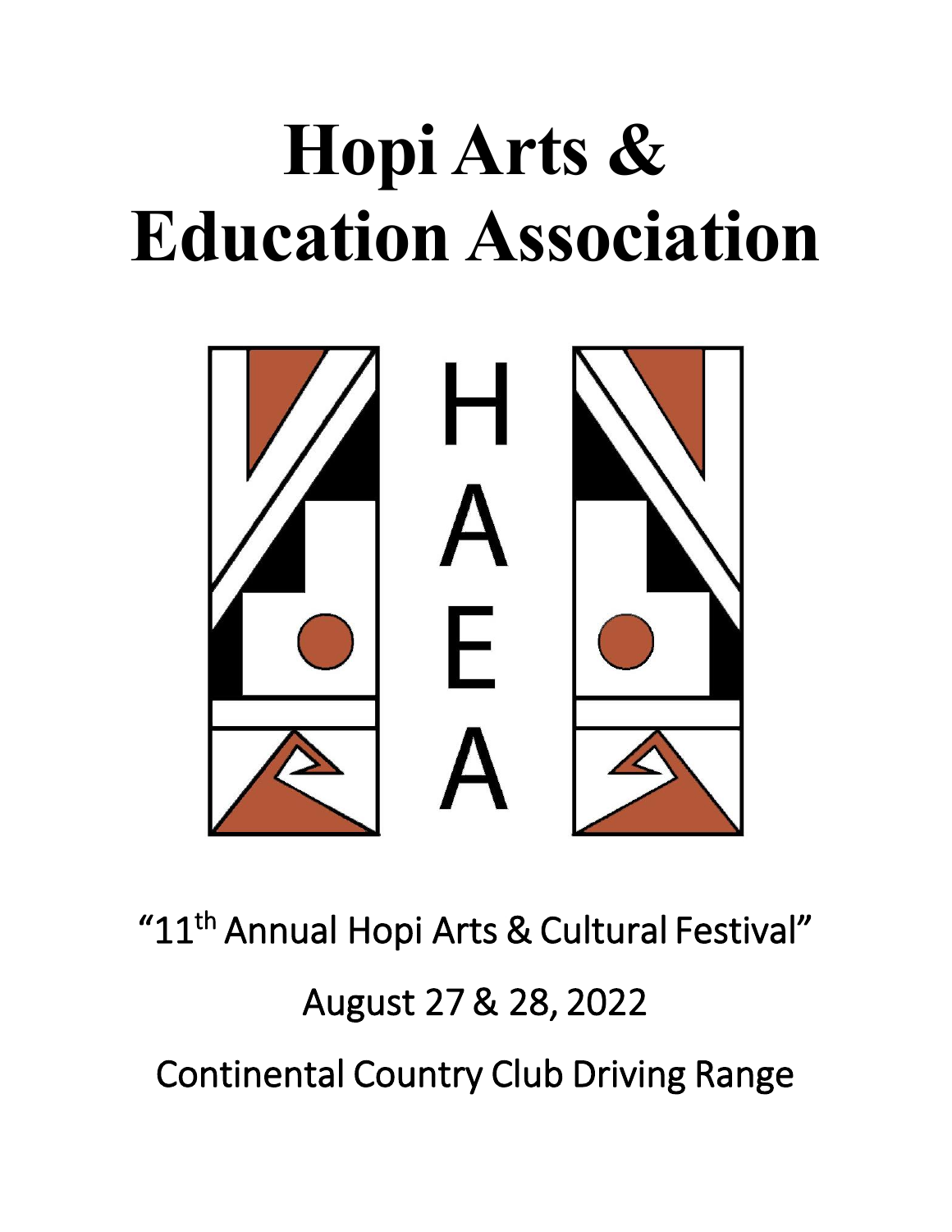# Hopi Arts & Education Association

HAEA

"11th Annual Hopi Arts & Cultural Festival"

August 27 & 28, 2022

Continental Country Club Driving Range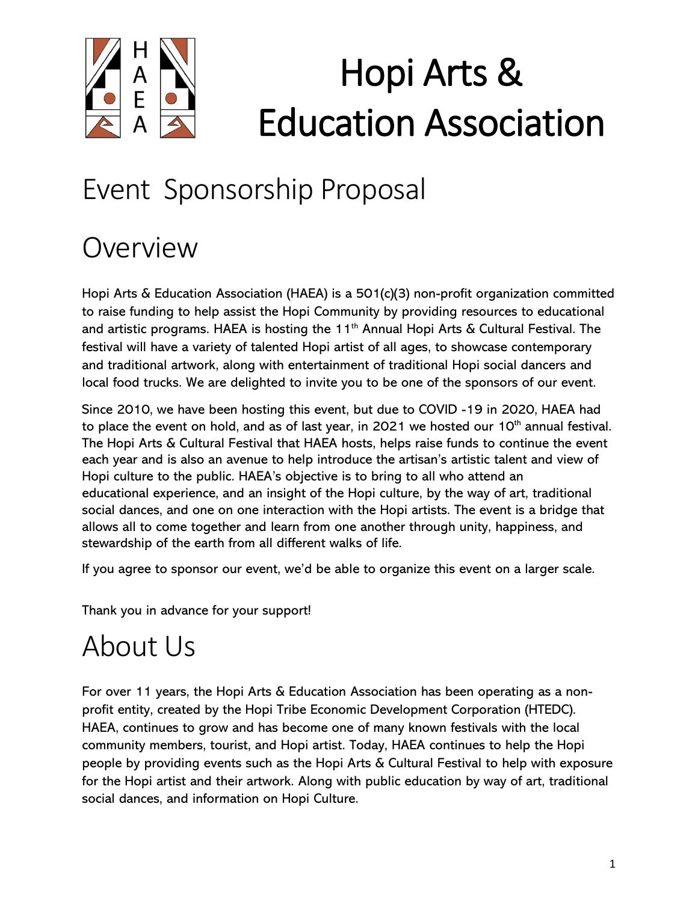# Hopi Arts & Education Association

## Event Sponsorship Proposal

## Overview

Hopi Arts & Education Association (HAEA) is a 501(c)(3) non-profit organization committed to raise funding to help assist the Hopi Community by providing resources to educational and artistic programs. HAEA is hosting the 11th Annual Hopi Arts & Cultural Festival. The festival will have a variety of talented Hopi artist of all ages, to showcase contemporary and traditional artwork, along with entertainment of traditional Hopi social dancers and local food trucks. We are delighted to invite you to be one of the sponsors of our event.

Since 2010, we have been hosting this event, but due to COVID -19 in 2020, HAEA had to place the event on hold, and as of last year, in 2021 we hosted our 10th annual festival. The Hopi Arts & Cultural Festival that HAEA hosts, helps raise funds to continue the event each year and is also an avenue to help introduce the artisan's artistic talent and view of Hopi culture to the public. HAEA's objective is to bring to all who attend an educational experience, and an insight of the Hopi culture, by the way of art, traditional social dances, and one on one interaction with the Hopi artists. The event is a bridge that allows all to come together and learn from one another through unity, happiness, and stewardship of the earth from all different walks of life.

If you agree to sponsor our event, we'd be able to organize this event on a larger scale.

Thank you in advance for your support!

## About Us

For over 11 years, the Hopi Arts & Education Association has been operating as a non-profit entity, created by the Hopi Tribe Economic Development Corporation (HTEDC). HAEA, continues to grow and has become one of many known festivals with the local community members, tourist, and Hopi artist. Today, HAEA continues to help the Hopi people by providing events such as the Hopi Arts & Cultural Festival to help with exposure for the Hopi artist and their artwork. Along with public education by way of art, traditional social dances, and information on Hopi Culture.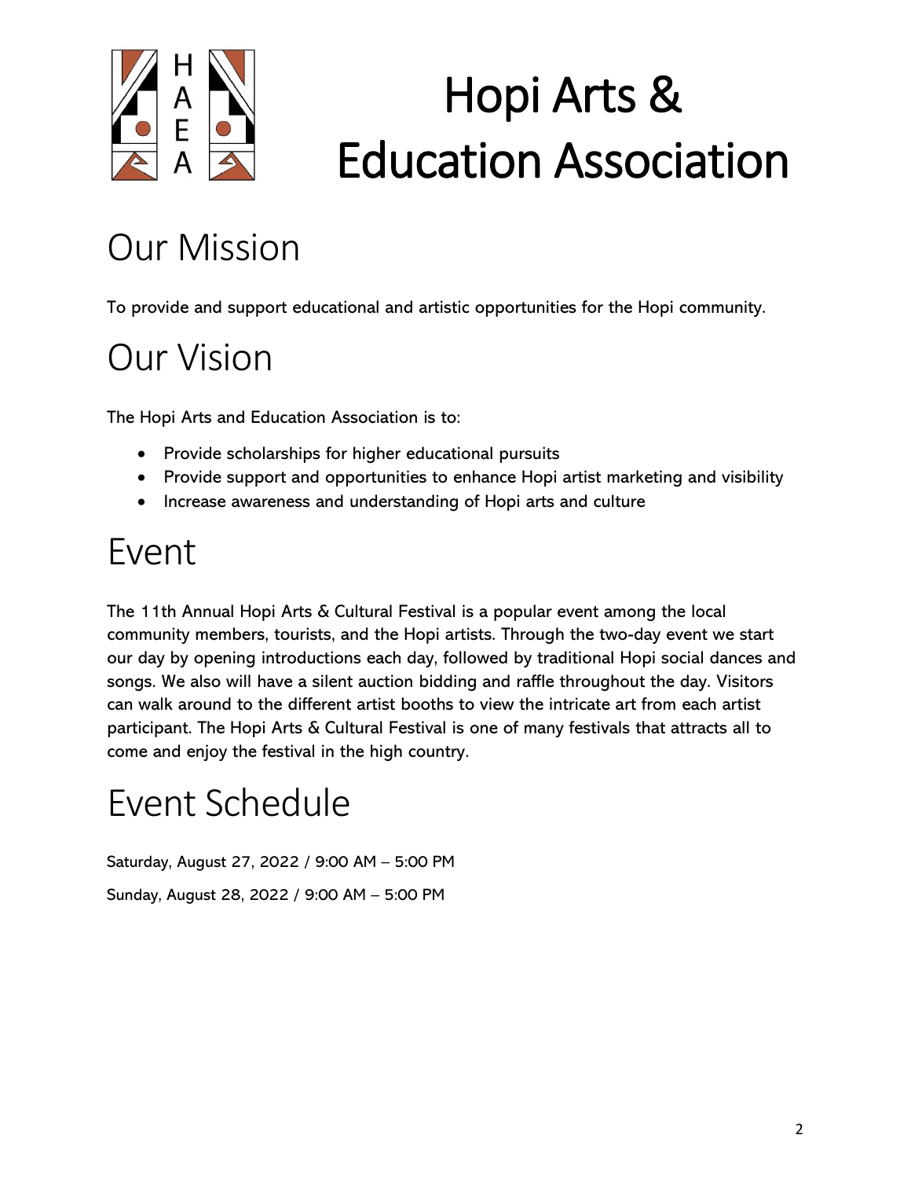# Hopi Arts & Education Association

## Our Mission

To provide and support educational and artistic opportunities for the Hopi community.

## Our Vision

The Hopi Arts and Education Association is to:

- Provide scholarships for higher educational pursuits
- Provide support and opportunities to enhance Hopi artist marketing and visibility
- Increase awareness and understanding of Hopi arts and culture

## Event

The 11th Annual Hopi Arts & Cultural Festival is a popular event among the local community members, tourists, and the Hopi artists. Through the two-day event we start our day by opening introductions each day, followed by traditional Hopi social dances and songs. We also will have a silent auction bidding and raffle throughout the day. Visitors can walk around to the different artist booths to view the intricate art from each artist participant. The Hopi Arts & Cultural Festival is one of many festivals that attracts all to come and enjoy the festival in the high country.

## Event Schedule

Saturday, August 27, 2022 / 9:00 AM – 5:00 PM

Sunday, August 28, 2022 / 9:00 AM – 5:00 PM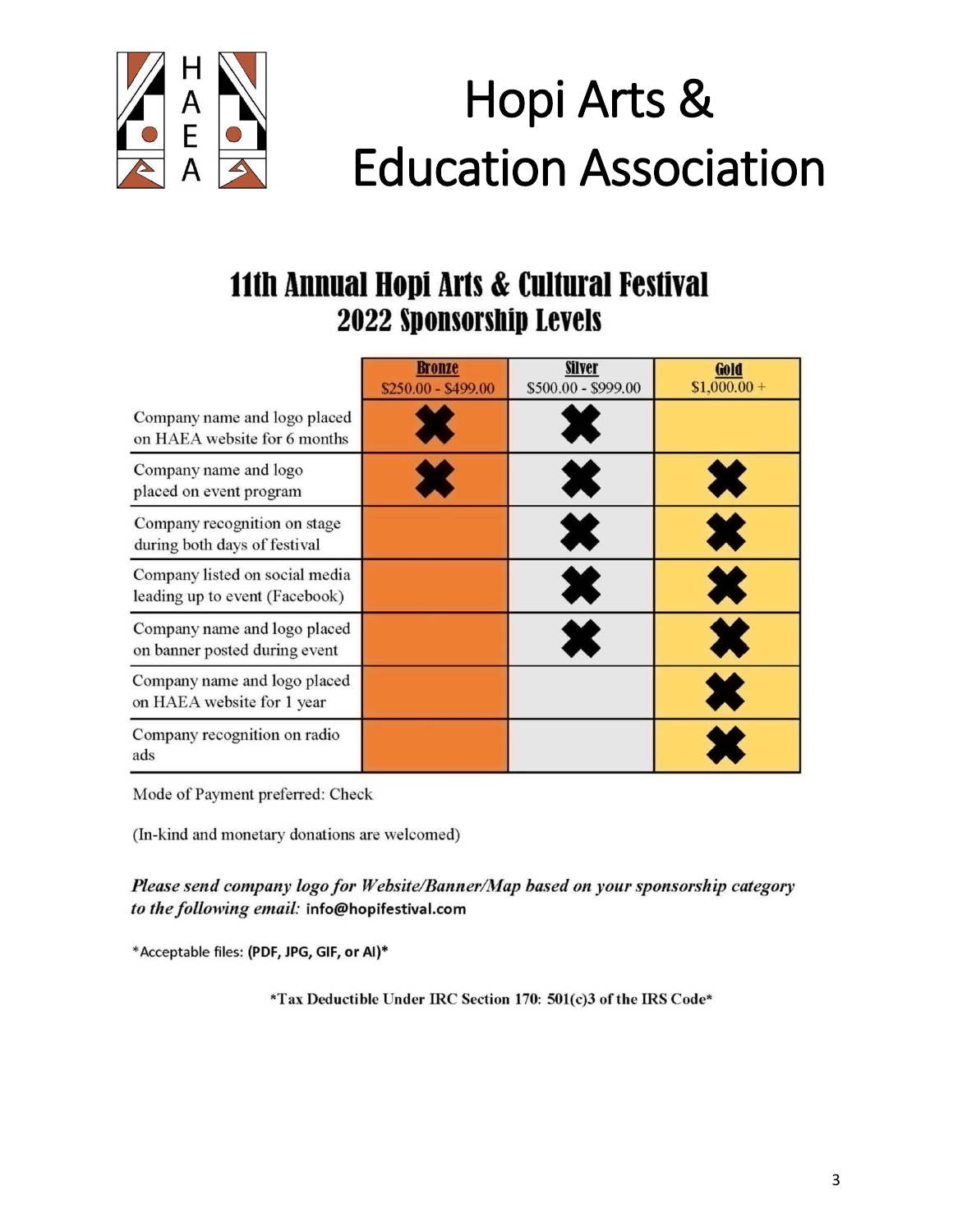# Hopi Arts & Education Association

## 11th Annual Hopi Arts & Cultural Festival
## 2022 Sponsorship Levels

| | **Bronze** $250.00 - $499.00 | **Silver** $500.00 - $999.00 | **Gold** $1,000.00 + |
|---|---|---|---|
| Company name and logo placed on HAEA website for 6 months | ✖ | ✖ | |
| Company name and logo placed on event program | ✖ | ✖ | ✖ |
| Company recognition on stage during both days of festival | | ✖ | ✖ |
| Company listed on social media leading up to event (Facebook) | | ✖ | ✖ |
| Company name and logo placed on banner posted during event | | ✖ | ✖ |
| Company name and logo placed on HAEA website for 1 year | | | ✖ |
| Company recognition on radio ads | | | ✖ |

Mode of Payment preferred: Check

(In-kind and monetary donations are welcomed)

***Please send company logo for Website/Banner/Map based on your sponsorship category to the following email:*** **info@hopifestival.com**

*Acceptable files: **(PDF, JPG, GIF, or AI)***

**\*Tax Deductible Under IRC Section 170: 501(c)3 of the IRS Code\***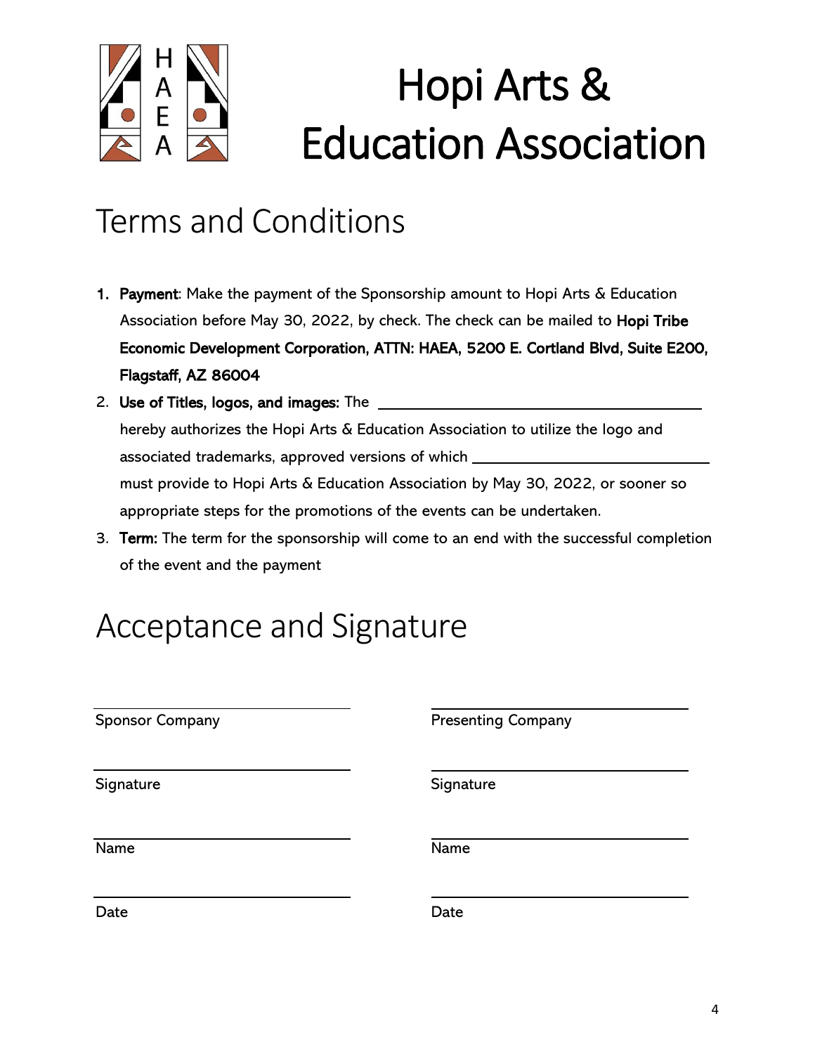H A E A

# Hopi Arts & Education Association

## Terms and Conditions

1. **Payment**: Make the payment of the Sponsorship amount to Hopi Arts & Education Association before May 30, 2022, by check. The check can be mailed to **Hopi Tribe Economic Development Corporation, ATTN: HAEA, 5200 E. Cortland Blvd, Suite E200, Flagstaff, AZ 86004**
2. **Use of Titles, logos, and images:** The ______________________________ hereby authorizes the Hopi Arts & Education Association to utilize the logo and associated trademarks, approved versions of which ______________________ must provide to Hopi Arts & Education Association by May 30, 2022, or sooner so appropriate steps for the promotions of the events can be undertaken.
3. **Term:** The term for the sponsorship will come to an end with the successful completion of the event and the payment

## Acceptance and Signature

______________________________
Sponsor Company

______________________________
Signature

______________________________
Name

______________________________
Date

______________________________
Presenting Company

______________________________
Signature

______________________________
Name

______________________________
Date